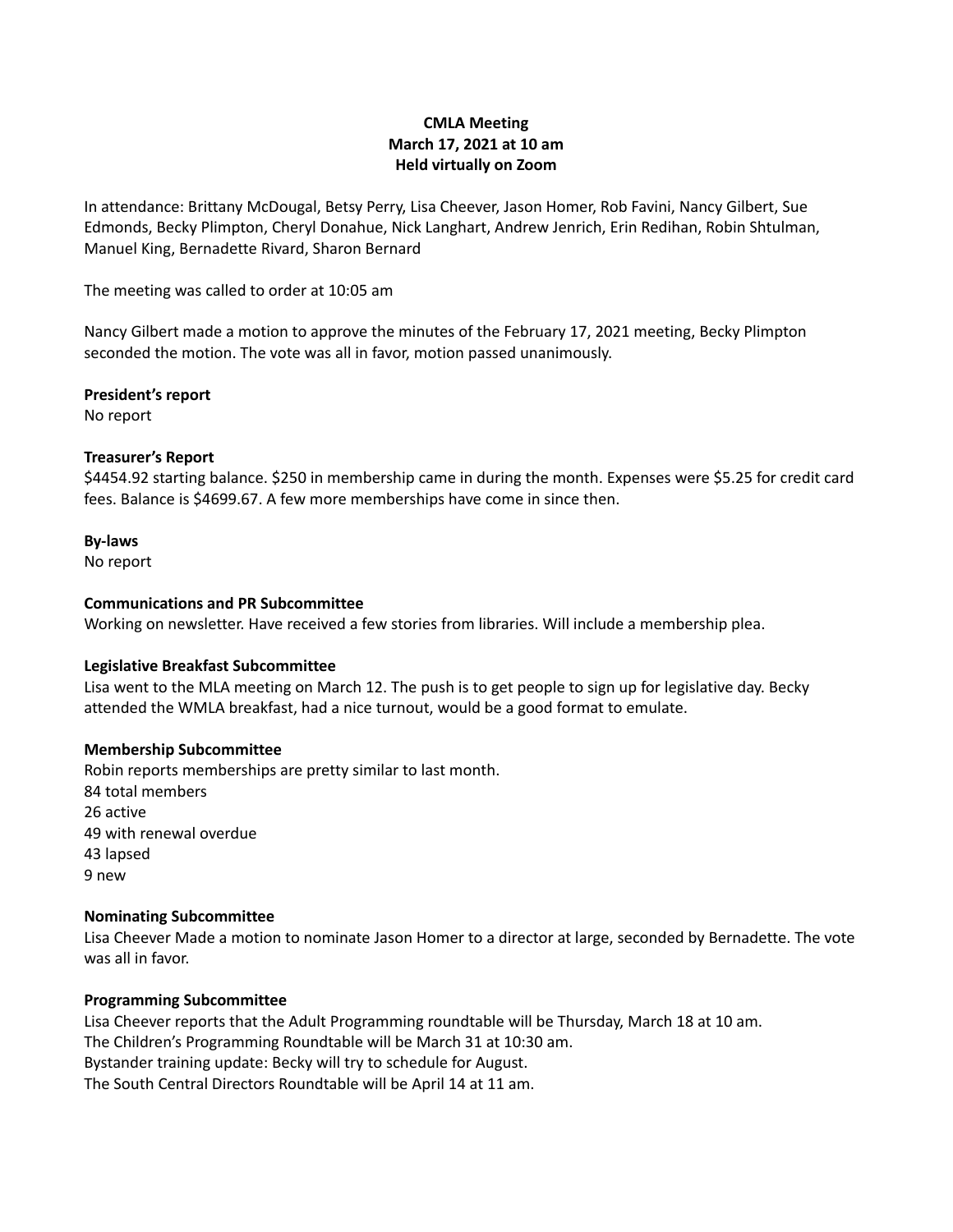**CMLA Meeting**
**March 17, 2021 at 10 am**
**Held virtually on Zoom**

In attendance: Brittany McDougal, Betsy Perry, Lisa Cheever, Jason Homer, Rob Favini, Nancy Gilbert, Sue Edmonds, Becky Plimpton, Cheryl Donahue, Nick Langhart, Andrew Jenrich, Erin Redihan, Robin Shtulman, Manuel King, Bernadette Rivard, Sharon Bernard

The meeting was called to order at 10:05 am

Nancy Gilbert made a motion to approve the minutes of the February 17, 2021 meeting, Becky Plimpton seconded the motion. The vote was all in favor, motion passed unanimously.

**President's report**
No report

**Treasurer's Report**
$4454.92 starting balance. $250 in membership came in during the month. Expenses were $5.25 for credit card fees. Balance is $4699.67. A few more memberships have come in since then.

**By-laws**
No report

**Communications and PR Subcommittee**
Working on newsletter. Have received a few stories from libraries. Will include a membership plea.

**Legislative Breakfast Subcommittee**
Lisa went to the MLA meeting on March 12. The push is to get people to sign up for legislative day. Becky attended the WMLA breakfast, had a nice turnout, would be a good format to emulate.

**Membership Subcommittee**
Robin reports memberships are pretty similar to last month.
84 total members
26 active
49 with renewal overdue
43 lapsed
9 new

**Nominating Subcommittee**
Lisa Cheever Made a motion to nominate Jason Homer to a director at large, seconded by Bernadette. The vote was all in favor.

**Programming Subcommittee**
Lisa Cheever reports that the Adult Programming roundtable will be Thursday, March 18 at 10 am.
The Children's Programming Roundtable will be March 31 at 10:30 am.
Bystander training update: Becky will try to schedule for August.
The South Central Directors Roundtable will be April 14 at 11 am.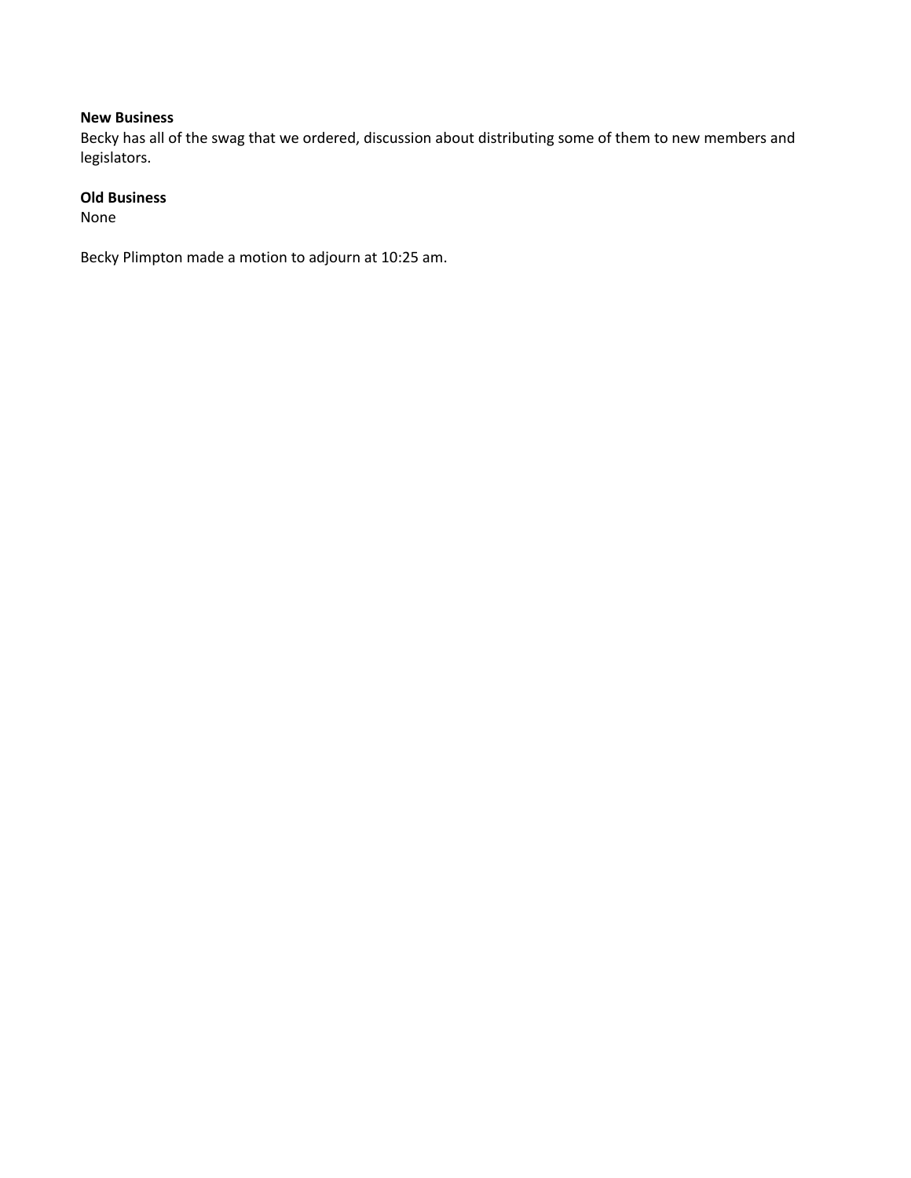**New Business**
Becky has all of the swag that we ordered, discussion about distributing some of them to new members and legislators.

**Old Business**
None

Becky Plimpton made a motion to adjourn at 10:25 am.